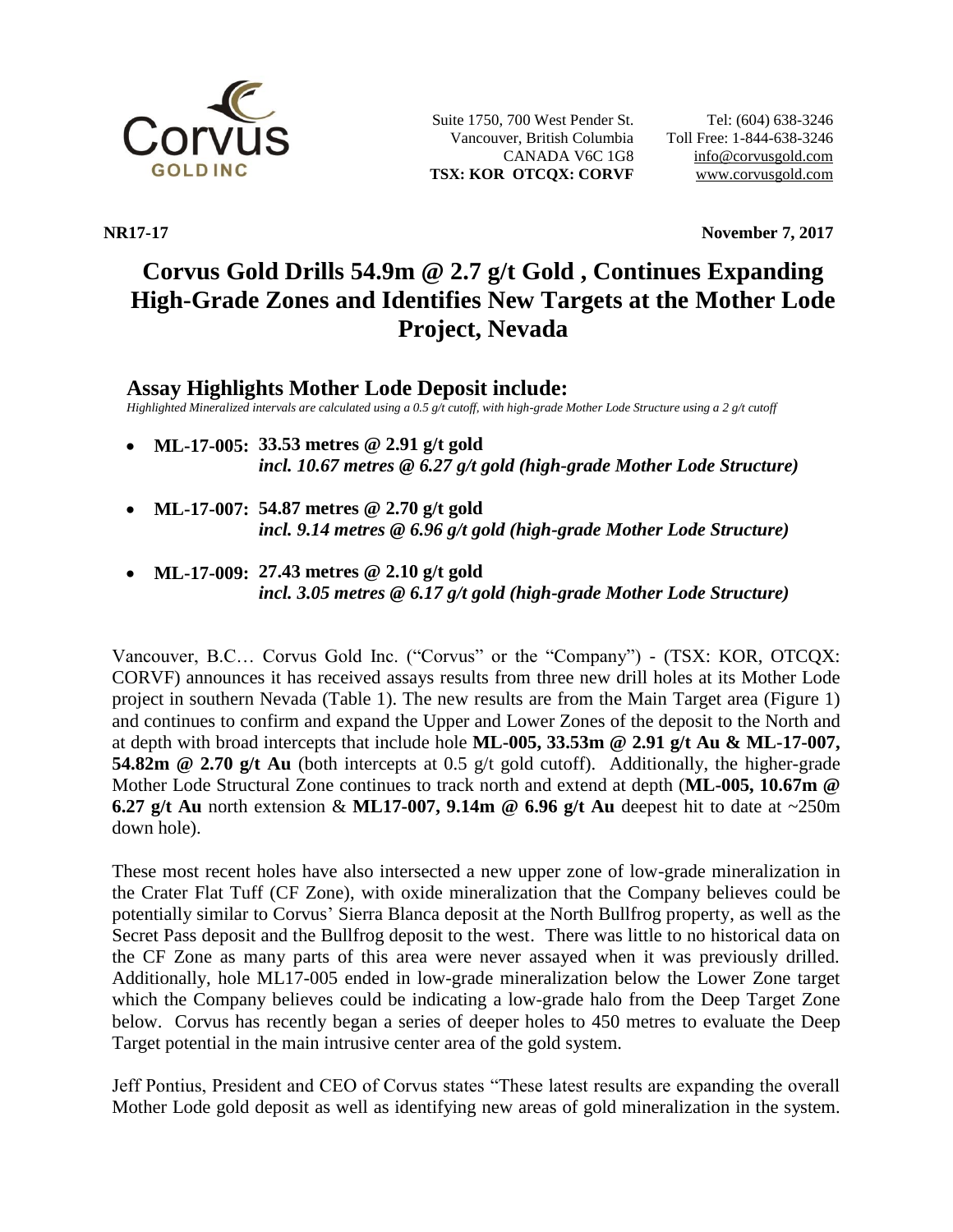Suite 1750, 700 West Pender St.
Vancouver, British Columbia
CANADA V6C 1G8
**TSX: KOR OTCQX: CORVF**

Tel: (604) 638-3246
Toll Free: 1-844-638-3246
info@corvusgold.com
www.corvusgold.com

**NR17-17** **November 7, 2017**

# Corvus Gold Drills 54.9m @ 2.7 g/t Gold , Continues Expanding High-Grade Zones and Identifies New Targets at the Mother Lode Project, Nevada

## Assay Highlights Mother Lode Deposit include:

*Highlighted Mineralized intervals are calculated using a 0.5 g/t cutoff, with high-grade Mother Lode Structure using a 2 g/t cutoff*

- **ML-17-005: 33.53 metres @ 2.91 g/t gold**
  ***incl. 10.67 metres @ 6.27 g/t gold (high-grade Mother Lode Structure)***
- **ML-17-007: 54.87 metres @ 2.70 g/t gold**
  ***incl. 9.14 metres @ 6.96 g/t gold (high-grade Mother Lode Structure)***
- **ML-17-009: 27.43 metres @ 2.10 g/t gold**
  ***incl. 3.05 metres @ 6.17 g/t gold (high-grade Mother Lode Structure)***

Vancouver, B.C… Corvus Gold Inc. ("Corvus" or the "Company") - (TSX: KOR, OTCQX: CORVF) announces it has received assays results from three new drill holes at its Mother Lode project in southern Nevada (Table 1). The new results are from the Main Target area (Figure 1) and continues to confirm and expand the Upper and Lower Zones of the deposit to the North and at depth with broad intercepts that include hole **ML-005, 33.53m @ 2.91 g/t Au & ML-17-007, 54.82m @ 2.70 g/t Au** (both intercepts at 0.5 g/t gold cutoff). Additionally, the higher-grade Mother Lode Structural Zone continues to track north and extend at depth (**ML-005, 10.67m @ 6.27 g/t Au** north extension & **ML17-007, 9.14m @ 6.96 g/t Au** deepest hit to date at ~250m down hole).

These most recent holes have also intersected a new upper zone of low-grade mineralization in the Crater Flat Tuff (CF Zone), with oxide mineralization that the Company believes could be potentially similar to Corvus' Sierra Blanca deposit at the North Bullfrog property, as well as the Secret Pass deposit and the Bullfrog deposit to the west. There was little to no historical data on the CF Zone as many parts of this area were never assayed when it was previously drilled. Additionally, hole ML17-005 ended in low-grade mineralization below the Lower Zone target which the Company believes could be indicating a low-grade halo from the Deep Target Zone below. Corvus has recently began a series of deeper holes to 450 metres to evaluate the Deep Target potential in the main intrusive center area of the gold system.

Jeff Pontius, President and CEO of Corvus states "These latest results are expanding the overall Mother Lode gold deposit as well as identifying new areas of gold mineralization in the system.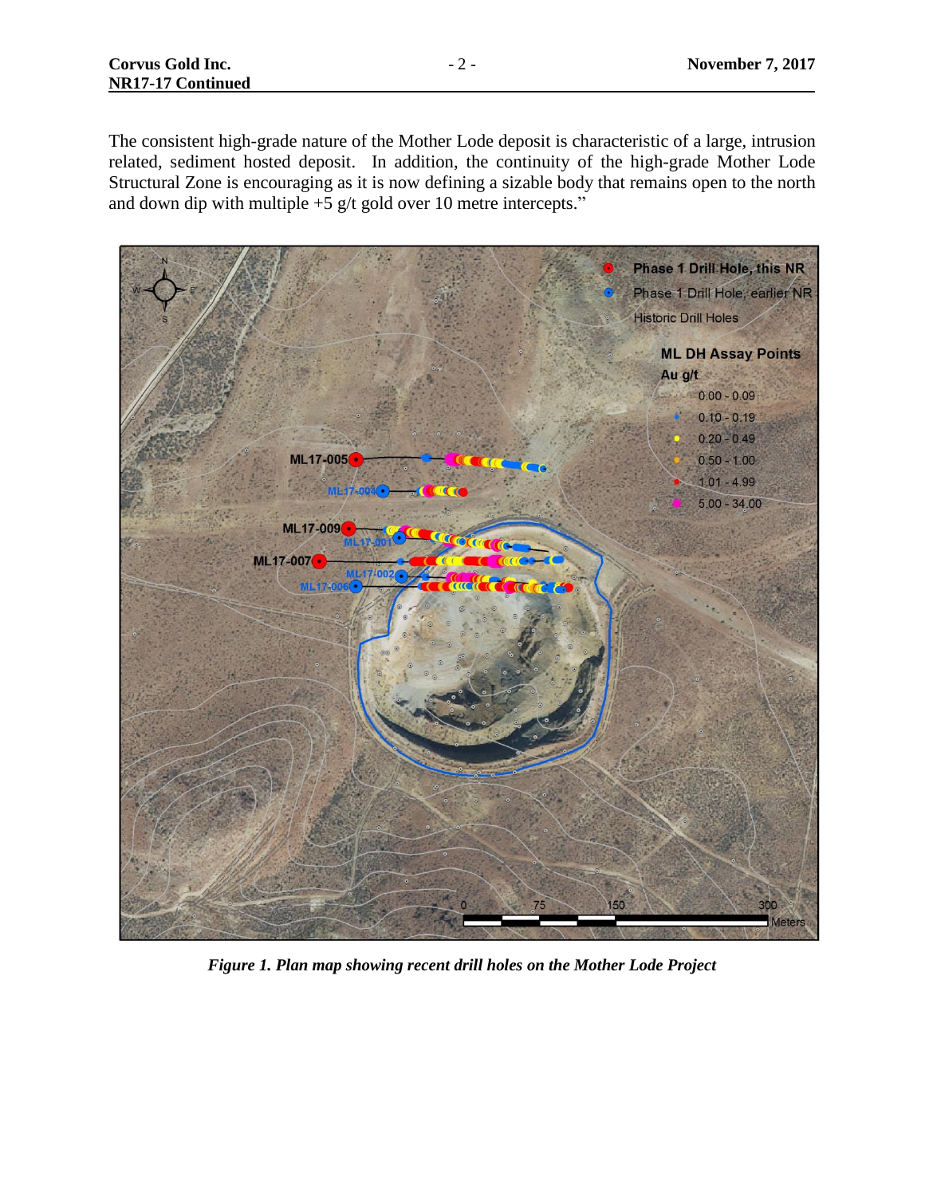The consistent high-grade nature of the Mother Lode deposit is characteristic of a large, intrusion related, sediment hosted deposit. In addition, the continuity of the high-grade Mother Lode Structural Zone is encouraging as it is now defining a sizable body that remains open to the north and down dip with multiple +5 g/t gold over 10 metre intercepts."

*Figure 1. Plan map showing recent drill holes on the Mother Lode Project*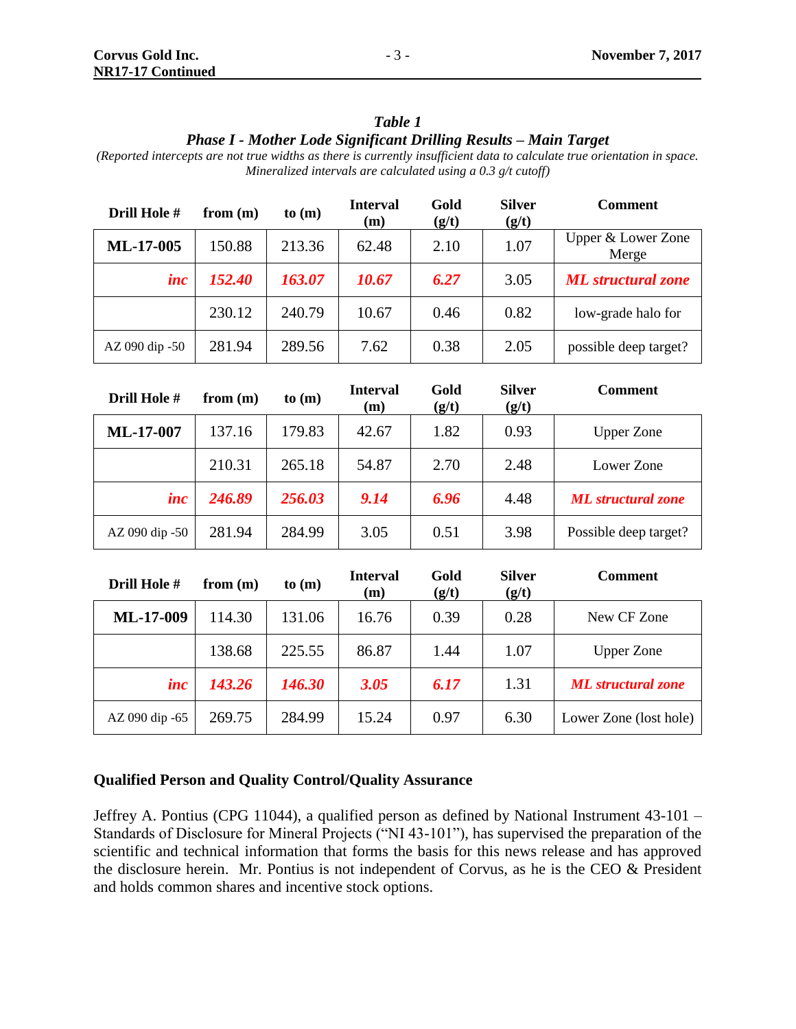*Table 1*

***Phase I - Mother Lode Significant Drilling Results – Main Target***

*(Reported intercepts are not true widths as there is currently insufficient data to calculate true orientation in space. Mineralized intervals are calculated using a 0.3 g/t cutoff)*

| Drill Hole # | from (m) | to (m) | Interval (m) | Gold (g/t) | Silver (g/t) | Comment |
|---|---|---|---|---|---|---|
| **ML-17-005** | 150.88 | 213.36 | 62.48 | 2.10 | 1.07 | Upper & Lower Zone Merge |
| ***inc*** | ***152.40*** | ***163.07*** | ***10.67*** | ***6.27*** | 3.05 | ***ML structural zone*** |
| | 230.12 | 240.79 | 10.67 | 0.46 | 0.82 | low-grade halo for |
| AZ 090 dip -50 | 281.94 | 289.56 | 7.62 | 0.38 | 2.05 | possible deep target? |

| Drill Hole # | from (m) | to (m) | Interval (m) | Gold (g/t) | Silver (g/t) | Comment |
|---|---|---|---|---|---|---|
| **ML-17-007** | 137.16 | 179.83 | 42.67 | 1.82 | 0.93 | Upper Zone |
| | 210.31 | 265.18 | 54.87 | 2.70 | 2.48 | Lower Zone |
| ***inc*** | ***246.89*** | ***256.03*** | ***9.14*** | ***6.96*** | 4.48 | ***ML structural zone*** |
| AZ 090 dip -50 | 281.94 | 284.99 | 3.05 | 0.51 | 3.98 | Possible deep target? |

| Drill Hole # | from (m) | to (m) | Interval (m) | Gold (g/t) | Silver (g/t) | Comment |
|---|---|---|---|---|---|---|
| **ML-17-009** | 114.30 | 131.06 | 16.76 | 0.39 | 0.28 | New CF Zone |
| | 138.68 | 225.55 | 86.87 | 1.44 | 1.07 | Upper Zone |
| ***inc*** | ***143.26*** | ***146.30*** | ***3.05*** | ***6.17*** | 1.31 | ***ML structural zone*** |
| AZ 090 dip -65 | 269.75 | 284.99 | 15.24 | 0.97 | 6.30 | Lower Zone (lost hole) |

## Qualified Person and Quality Control/Quality Assurance

Jeffrey A. Pontius (CPG 11044), a qualified person as defined by National Instrument 43-101 – Standards of Disclosure for Mineral Projects ("NI 43-101"), has supervised the preparation of the scientific and technical information that forms the basis for this news release and has approved the disclosure herein. Mr. Pontius is not independent of Corvus, as he is the CEO & President and holds common shares and incentive stock options.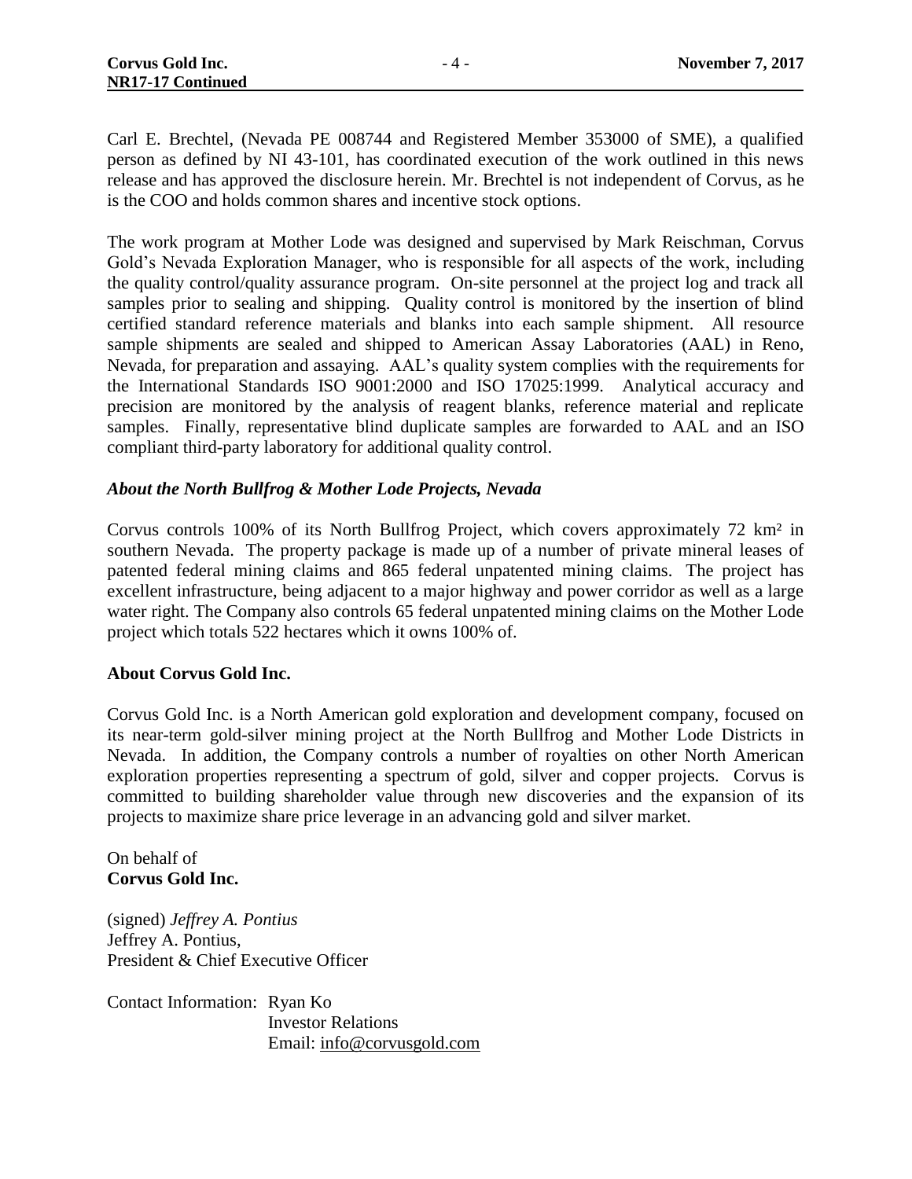Carl E. Brechtel, (Nevada PE 008744 and Registered Member 353000 of SME), a qualified person as defined by NI 43-101, has coordinated execution of the work outlined in this news release and has approved the disclosure herein. Mr. Brechtel is not independent of Corvus, as he is the COO and holds common shares and incentive stock options.

The work program at Mother Lode was designed and supervised by Mark Reischman, Corvus Gold's Nevada Exploration Manager, who is responsible for all aspects of the work, including the quality control/quality assurance program. On-site personnel at the project log and track all samples prior to sealing and shipping. Quality control is monitored by the insertion of blind certified standard reference materials and blanks into each sample shipment. All resource sample shipments are sealed and shipped to American Assay Laboratories (AAL) in Reno, Nevada, for preparation and assaying. AAL's quality system complies with the requirements for the International Standards ISO 9001:2000 and ISO 17025:1999. Analytical accuracy and precision are monitored by the analysis of reagent blanks, reference material and replicate samples. Finally, representative blind duplicate samples are forwarded to AAL and an ISO compliant third-party laboratory for additional quality control.

### *About the North Bullfrog & Mother Lode Projects, Nevada*

Corvus controls 100% of its North Bullfrog Project, which covers approximately 72 km² in southern Nevada. The property package is made up of a number of private mineral leases of patented federal mining claims and 865 federal unpatented mining claims. The project has excellent infrastructure, being adjacent to a major highway and power corridor as well as a large water right. The Company also controls 65 federal unpatented mining claims on the Mother Lode project which totals 522 hectares which it owns 100% of.

### About Corvus Gold Inc.

Corvus Gold Inc. is a North American gold exploration and development company, focused on its near-term gold-silver mining project at the North Bullfrog and Mother Lode Districts in Nevada. In addition, the Company controls a number of royalties on other North American exploration properties representing a spectrum of gold, silver and copper projects. Corvus is committed to building shareholder value through new discoveries and the expansion of its projects to maximize share price leverage in an advancing gold and silver market.

On behalf of
**Corvus Gold Inc.**

(signed) *Jeffrey A. Pontius*
Jeffrey A. Pontius,
President & Chief Executive Officer

Contact Information: Ryan Ko
Investor Relations
Email: info@corvusgold.com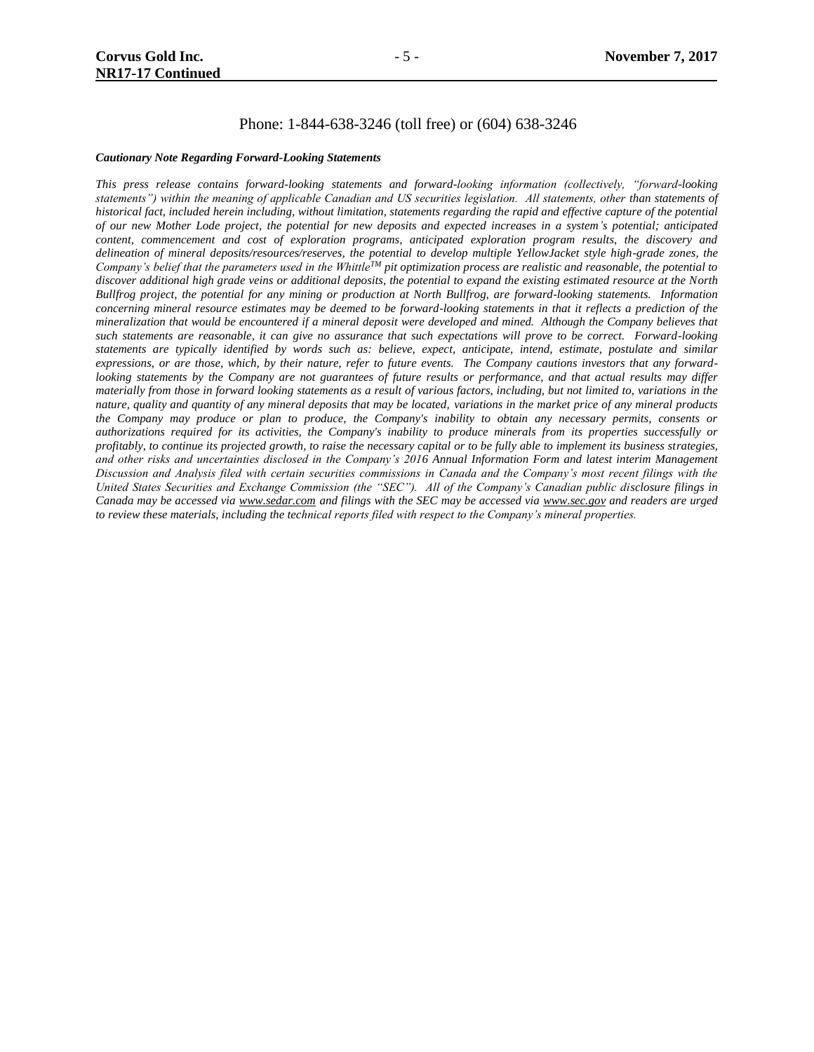Phone: 1-844-638-3246 (toll free) or (604) 638-3246

***Cautionary Note Regarding Forward-Looking Statements***

*This press release contains forward-looking statements and forward-looking information (collectively, "forward-looking statements") within the meaning of applicable Canadian and US securities legislation. All statements, other than statements of historical fact, included herein including, without limitation, statements regarding the rapid and effective capture of the potential of our new Mother Lode project, the potential for new deposits and expected increases in a system's potential; anticipated content, commencement and cost of exploration programs, anticipated exploration program results, the discovery and delineation of mineral deposits/resources/reserves, the potential to develop multiple YellowJacket style high-grade zones, the Company's belief that the parameters used in the Whittle™ pit optimization process are realistic and reasonable, the potential to discover additional high grade veins or additional deposits, the potential to expand the existing estimated resource at the North Bullfrog project, the potential for any mining or production at North Bullfrog, are forward-looking statements. Information concerning mineral resource estimates may be deemed to be forward-looking statements in that it reflects a prediction of the mineralization that would be encountered if a mineral deposit were developed and mined. Although the Company believes that such statements are reasonable, it can give no assurance that such expectations will prove to be correct. Forward-looking statements are typically identified by words such as: believe, expect, anticipate, intend, estimate, postulate and similar expressions, or are those, which, by their nature, refer to future events. The Company cautions investors that any forward-looking statements by the Company are not guarantees of future results or performance, and that actual results may differ materially from those in forward looking statements as a result of various factors, including, but not limited to, variations in the nature, quality and quantity of any mineral deposits that may be located, variations in the market price of any mineral products the Company may produce or plan to produce, the Company's inability to obtain any necessary permits, consents or authorizations required for its activities, the Company's inability to produce minerals from its properties successfully or profitably, to continue its projected growth, to raise the necessary capital or to be fully able to implement its business strategies, and other risks and uncertainties disclosed in the Company's 2016 Annual Information Form and latest interim Management Discussion and Analysis filed with certain securities commissions in Canada and the Company's most recent filings with the United States Securities and Exchange Commission (the "SEC"). All of the Company's Canadian public disclosure filings in Canada may be accessed via www.sedar.com and filings with the SEC may be accessed via www.sec.gov and readers are urged to review these materials, including the technical reports filed with respect to the Company's mineral properties.*